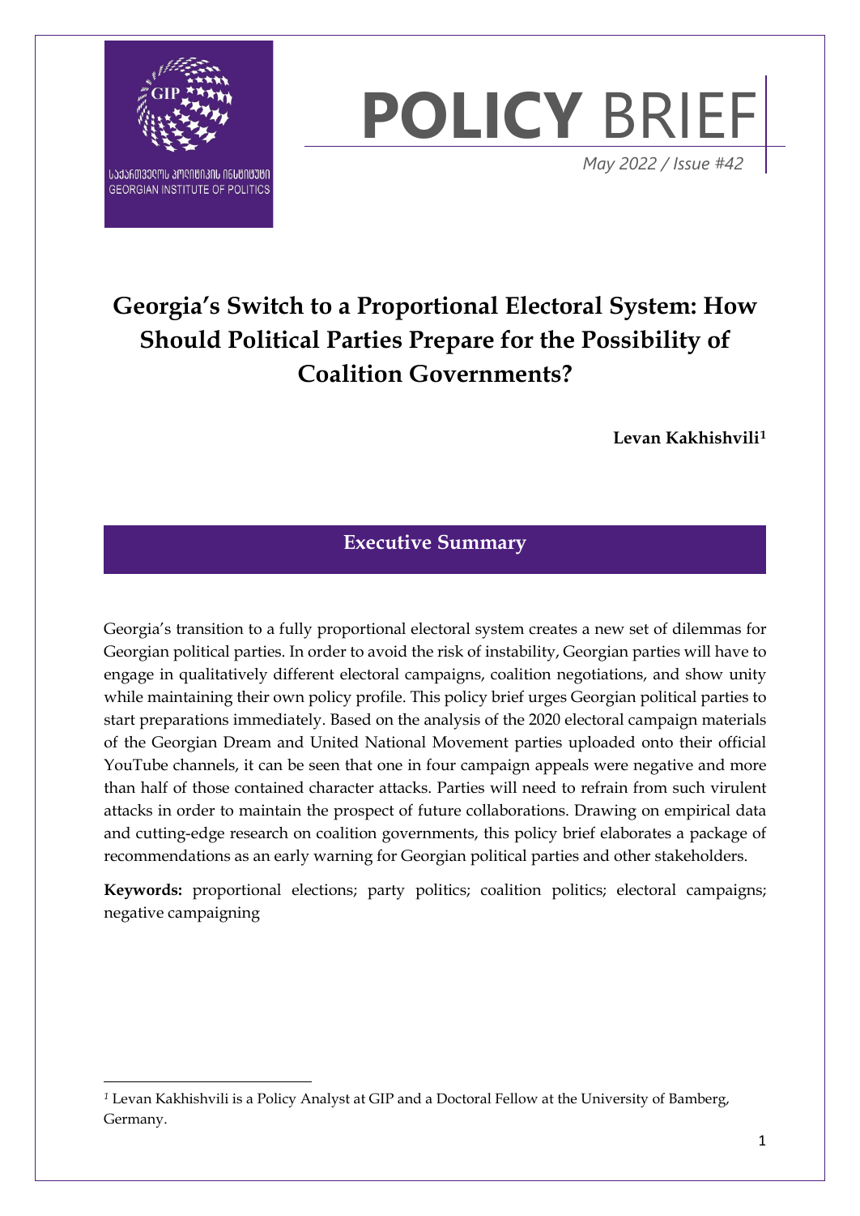GEORGIAN INSTITUTE OF POLITICS

# POLICY BRIEF

*May 2022 / Issue #42*

# Georgia's Switch to a Proportional Electoral System: How Should Political Parties Prepare for the Possibility of Coalition Governments?

**Levan Kakhishvili**[1]

## Executive Summary

Georgia's transition to a fully proportional electoral system creates a new set of dilemmas for Georgian political parties. In order to avoid the risk of instability, Georgian parties will have to engage in qualitatively different electoral campaigns, coalition negotiations, and show unity while maintaining their own policy profile. This policy brief urges Georgian political parties to start preparations immediately. Based on the analysis of the 2020 electoral campaign materials of the Georgian Dream and United National Movement parties uploaded onto their official YouTube channels, it can be seen that one in four campaign appeals were negative and more than half of those contained character attacks. Parties will need to refrain from such virulent attacks in order to maintain the prospect of future collaborations. Drawing on empirical data and cutting-edge research on coalition governments, this policy brief elaborates a package of recommendations as an early warning for Georgian political parties and other stakeholders.

**Keywords:** proportional elections; party politics; coalition politics; electoral campaigns; negative campaigning

---

[1] Levan Kakhishvili is a Policy Analyst at GIP and a Doctoral Fellow at the University of Bamberg, Germany.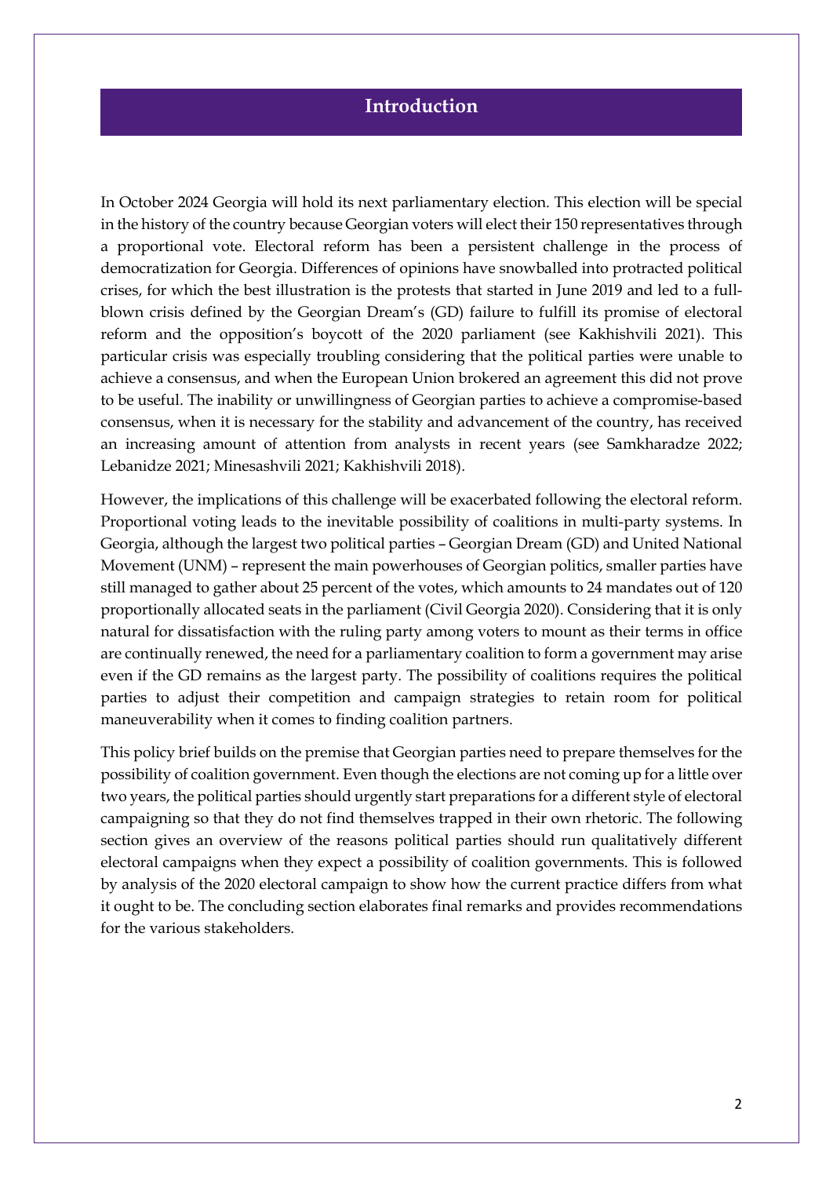## Introduction

In October 2024 Georgia will hold its next parliamentary election. This election will be special in the history of the country because Georgian voters will elect their 150 representatives through a proportional vote. Electoral reform has been a persistent challenge in the process of democratization for Georgia. Differences of opinions have snowballed into protracted political crises, for which the best illustration is the protests that started in June 2019 and led to a full-blown crisis defined by the Georgian Dream's (GD) failure to fulfill its promise of electoral reform and the opposition's boycott of the 2020 parliament (see Kakhishvili 2021). This particular crisis was especially troubling considering that the political parties were unable to achieve a consensus, and when the European Union brokered an agreement this did not prove to be useful. The inability or unwillingness of Georgian parties to achieve a compromise-based consensus, when it is necessary for the stability and advancement of the country, has received an increasing amount of attention from analysts in recent years (see Samkharadze 2022; Lebanidze 2021; Minesashvili 2021; Kakhishvili 2018).

However, the implications of this challenge will be exacerbated following the electoral reform. Proportional voting leads to the inevitable possibility of coalitions in multi-party systems. In Georgia, although the largest two political parties – Georgian Dream (GD) and United National Movement (UNM) – represent the main powerhouses of Georgian politics, smaller parties have still managed to gather about 25 percent of the votes, which amounts to 24 mandates out of 120 proportionally allocated seats in the parliament (Civil Georgia 2020). Considering that it is only natural for dissatisfaction with the ruling party among voters to mount as their terms in office are continually renewed, the need for a parliamentary coalition to form a government may arise even if the GD remains as the largest party. The possibility of coalitions requires the political parties to adjust their competition and campaign strategies to retain room for political maneuverability when it comes to finding coalition partners.

This policy brief builds on the premise that Georgian parties need to prepare themselves for the possibility of coalition government. Even though the elections are not coming up for a little over two years, the political parties should urgently start preparations for a different style of electoral campaigning so that they do not find themselves trapped in their own rhetoric. The following section gives an overview of the reasons political parties should run qualitatively different electoral campaigns when they expect a possibility of coalition governments. This is followed by analysis of the 2020 electoral campaign to show how the current practice differs from what it ought to be. The concluding section elaborates final remarks and provides recommendations for the various stakeholders.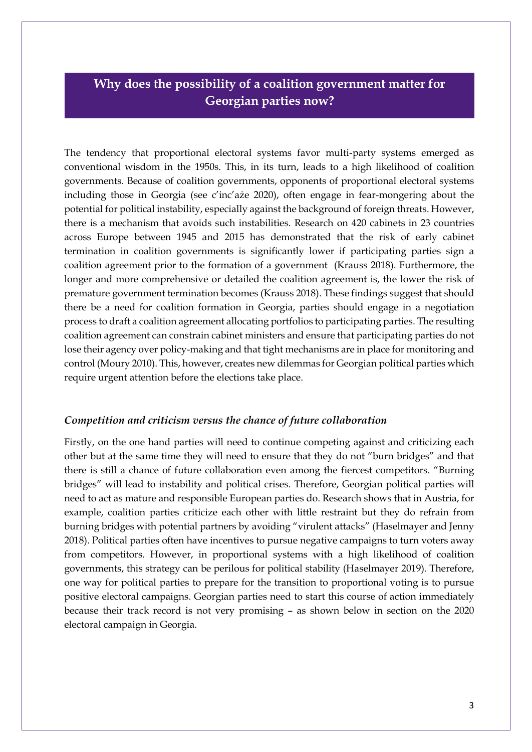## Why does the possibility of a coalition government matter for Georgian parties now?

The tendency that proportional electoral systems favor multi-party systems emerged as conventional wisdom in the 1950s. This, in its turn, leads to a high likelihood of coalition governments. Because of coalition governments, opponents of proportional electoral systems including those in Georgia (see c'inc'aże 2020), often engage in fear-mongering about the potential for political instability, especially against the background of foreign threats. However, there is a mechanism that avoids such instabilities. Research on 420 cabinets in 23 countries across Europe between 1945 and 2015 has demonstrated that the risk of early cabinet termination in coalition governments is significantly lower if participating parties sign a coalition agreement prior to the formation of a government (Krauss 2018). Furthermore, the longer and more comprehensive or detailed the coalition agreement is, the lower the risk of premature government termination becomes (Krauss 2018). These findings suggest that should there be a need for coalition formation in Georgia, parties should engage in a negotiation process to draft a coalition agreement allocating portfolios to participating parties. The resulting coalition agreement can constrain cabinet ministers and ensure that participating parties do not lose their agency over policy-making and that tight mechanisms are in place for monitoring and control (Moury 2010). This, however, creates new dilemmas for Georgian political parties which require urgent attention before the elections take place.

### *Competition and criticism versus the chance of future collaboration*

Firstly, on the one hand parties will need to continue competing against and criticizing each other but at the same time they will need to ensure that they do not "burn bridges" and that there is still a chance of future collaboration even among the fiercest competitors. "Burning bridges" will lead to instability and political crises. Therefore, Georgian political parties will need to act as mature and responsible European parties do. Research shows that in Austria, for example, coalition parties criticize each other with little restraint but they do refrain from burning bridges with potential partners by avoiding "virulent attacks" (Haselmayer and Jenny 2018). Political parties often have incentives to pursue negative campaigns to turn voters away from competitors. However, in proportional systems with a high likelihood of coalition governments, this strategy can be perilous for political stability (Haselmayer 2019). Therefore, one way for political parties to prepare for the transition to proportional voting is to pursue positive electoral campaigns. Georgian parties need to start this course of action immediately because their track record is not very promising – as shown below in section on the 2020 electoral campaign in Georgia.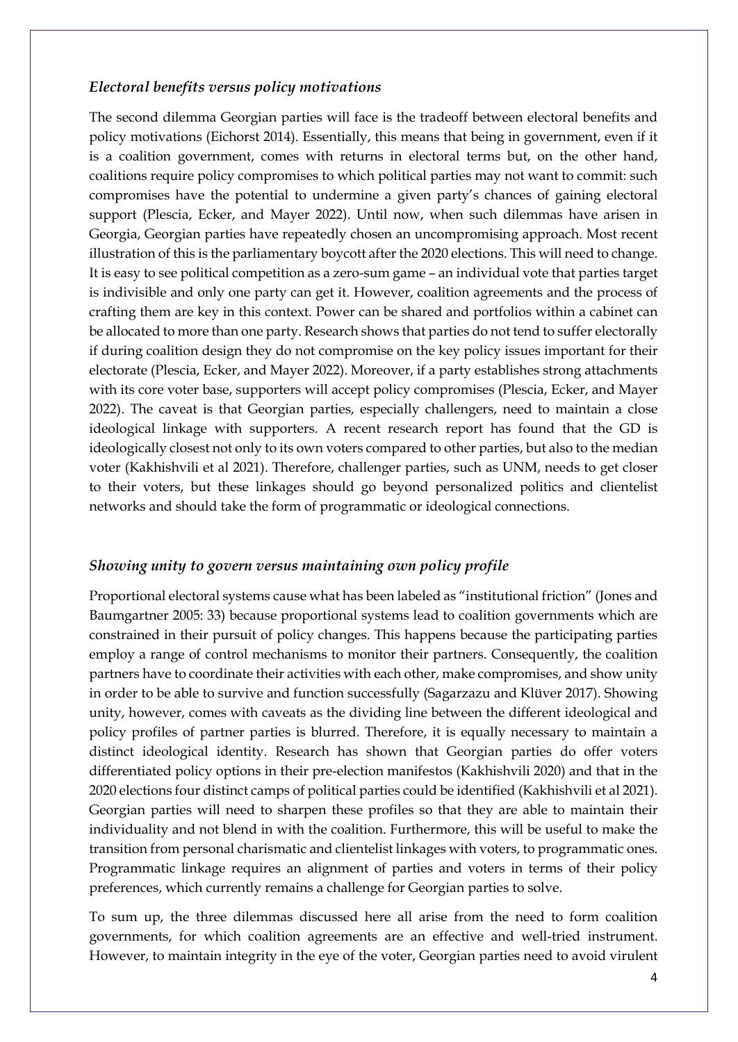### *Electoral benefits versus policy motivations*

The second dilemma Georgian parties will face is the tradeoff between electoral benefits and policy motivations (Eichorst 2014). Essentially, this means that being in government, even if it is a coalition government, comes with returns in electoral terms but, on the other hand, coalitions require policy compromises to which political parties may not want to commit: such compromises have the potential to undermine a given party's chances of gaining electoral support (Plescia, Ecker, and Mayer 2022). Until now, when such dilemmas have arisen in Georgia, Georgian parties have repeatedly chosen an uncompromising approach. Most recent illustration of this is the parliamentary boycott after the 2020 elections. This will need to change. It is easy to see political competition as a zero-sum game – an individual vote that parties target is indivisible and only one party can get it. However, coalition agreements and the process of crafting them are key in this context. Power can be shared and portfolios within a cabinet can be allocated to more than one party. Research shows that parties do not tend to suffer electorally if during coalition design they do not compromise on the key policy issues important for their electorate (Plescia, Ecker, and Mayer 2022). Moreover, if a party establishes strong attachments with its core voter base, supporters will accept policy compromises (Plescia, Ecker, and Mayer 2022). The caveat is that Georgian parties, especially challengers, need to maintain a close ideological linkage with supporters. A recent research report has found that the GD is ideologically closest not only to its own voters compared to other parties, but also to the median voter (Kakhishvili et al 2021). Therefore, challenger parties, such as UNM, needs to get closer to their voters, but these linkages should go beyond personalized politics and clientelist networks and should take the form of programmatic or ideological connections.

### *Showing unity to govern versus maintaining own policy profile*

Proportional electoral systems cause what has been labeled as "institutional friction" (Jones and Baumgartner 2005: 33) because proportional systems lead to coalition governments which are constrained in their pursuit of policy changes. This happens because the participating parties employ a range of control mechanisms to monitor their partners. Consequently, the coalition partners have to coordinate their activities with each other, make compromises, and show unity in order to be able to survive and function successfully (Sagarzazu and Klüver 2017). Showing unity, however, comes with caveats as the dividing line between the different ideological and policy profiles of partner parties is blurred. Therefore, it is equally necessary to maintain a distinct ideological identity. Research has shown that Georgian parties do offer voters differentiated policy options in their pre-election manifestos (Kakhishvili 2020) and that in the 2020 elections four distinct camps of political parties could be identified (Kakhishvili et al 2021). Georgian parties will need to sharpen these profiles so that they are able to maintain their individuality and not blend in with the coalition. Furthermore, this will be useful to make the transition from personal charismatic and clientelist linkages with voters, to programmatic ones. Programmatic linkage requires an alignment of parties and voters in terms of their policy preferences, which currently remains a challenge for Georgian parties to solve.

To sum up, the three dilemmas discussed here all arise from the need to form coalition governments, for which coalition agreements are an effective and well-tried instrument. However, to maintain integrity in the eye of the voter, Georgian parties need to avoid virulent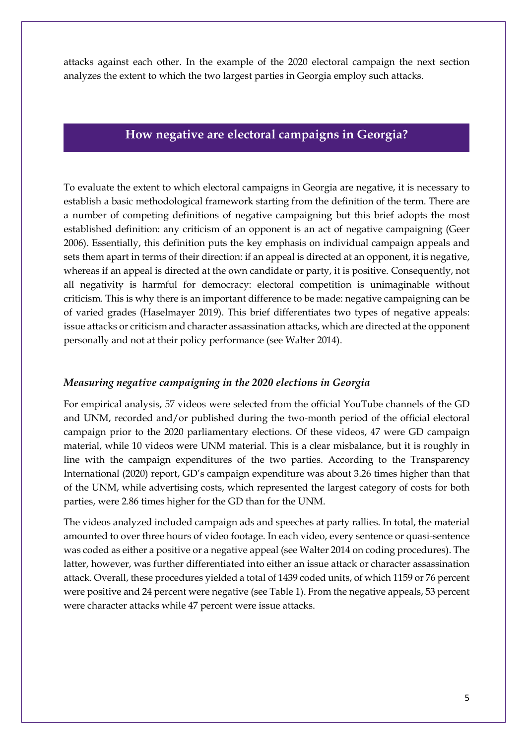attacks against each other. In the example of the 2020 electoral campaign the next section analyzes the extent to which the two largest parties in Georgia employ such attacks.

## How negative are electoral campaigns in Georgia?

To evaluate the extent to which electoral campaigns in Georgia are negative, it is necessary to establish a basic methodological framework starting from the definition of the term. There are a number of competing definitions of negative campaigning but this brief adopts the most established definition: any criticism of an opponent is an act of negative campaigning (Geer 2006). Essentially, this definition puts the key emphasis on individual campaign appeals and sets them apart in terms of their direction: if an appeal is directed at an opponent, it is negative, whereas if an appeal is directed at the own candidate or party, it is positive. Consequently, not all negativity is harmful for democracy: electoral competition is unimaginable without criticism. This is why there is an important difference to be made: negative campaigning can be of varied grades (Haselmayer 2019). This brief differentiates two types of negative appeals: issue attacks or criticism and character assassination attacks, which are directed at the opponent personally and not at their policy performance (see Walter 2014).

### *Measuring negative campaigning in the 2020 elections in Georgia*

For empirical analysis, 57 videos were selected from the official YouTube channels of the GD and UNM, recorded and/or published during the two-month period of the official electoral campaign prior to the 2020 parliamentary elections. Of these videos, 47 were GD campaign material, while 10 videos were UNM material. This is a clear misbalance, but it is roughly in line with the campaign expenditures of the two parties. According to the Transparency International (2020) report, GD's campaign expenditure was about 3.26 times higher than that of the UNM, while advertising costs, which represented the largest category of costs for both parties, were 2.86 times higher for the GD than for the UNM.

The videos analyzed included campaign ads and speeches at party rallies. In total, the material amounted to over three hours of video footage. In each video, every sentence or quasi-sentence was coded as either a positive or a negative appeal (see Walter 2014 on coding procedures). The latter, however, was further differentiated into either an issue attack or character assassination attack. Overall, these procedures yielded a total of 1439 coded units, of which 1159 or 76 percent were positive and 24 percent were negative (see Table 1). From the negative appeals, 53 percent were character attacks while 47 percent were issue attacks.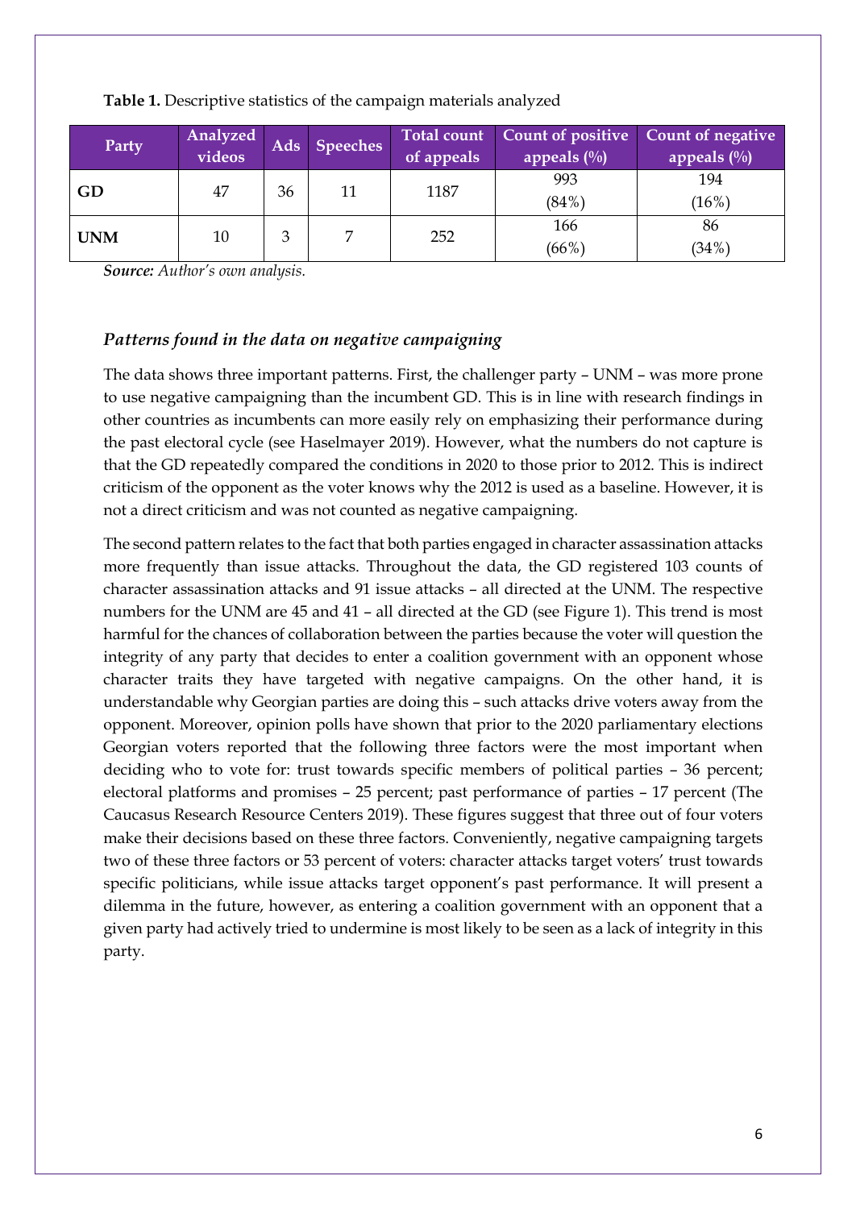**Table 1.** Descriptive statistics of the campaign materials analyzed

| Party | Analyzed videos | Ads | Speeches | Total count of appeals | Count of positive appeals (%) | Count of negative appeals (%) |
|---|---|---|---|---|---|---|
| **GD** | 47 | 36 | 11 | 1187 | 993 (84%) | 194 (16%) |
| **UNM** | 10 | 3 | 7 | 252 | 166 (66%) | 86 (34%) |

***Source:*** *Author's own analysis.*

### *Patterns found in the data on negative campaigning*

The data shows three important patterns. First, the challenger party – UNM – was more prone to use negative campaigning than the incumbent GD. This is in line with research findings in other countries as incumbents can more easily rely on emphasizing their performance during the past electoral cycle (see Haselmayer 2019). However, what the numbers do not capture is that the GD repeatedly compared the conditions in 2020 to those prior to 2012. This is indirect criticism of the opponent as the voter knows why the 2012 is used as a baseline. However, it is not a direct criticism and was not counted as negative campaigning.

The second pattern relates to the fact that both parties engaged in character assassination attacks more frequently than issue attacks. Throughout the data, the GD registered 103 counts of character assassination attacks and 91 issue attacks – all directed at the UNM. The respective numbers for the UNM are 45 and 41 – all directed at the GD (see Figure 1). This trend is most harmful for the chances of collaboration between the parties because the voter will question the integrity of any party that decides to enter a coalition government with an opponent whose character traits they have targeted with negative campaigns. On the other hand, it is understandable why Georgian parties are doing this – such attacks drive voters away from the opponent. Moreover, opinion polls have shown that prior to the 2020 parliamentary elections Georgian voters reported that the following three factors were the most important when deciding who to vote for: trust towards specific members of political parties – 36 percent; electoral platforms and promises – 25 percent; past performance of parties – 17 percent (The Caucasus Research Resource Centers 2019). These figures suggest that three out of four voters make their decisions based on these three factors. Conveniently, negative campaigning targets two of these three factors or 53 percent of voters: character attacks target voters' trust towards specific politicians, while issue attacks target opponent's past performance. It will present a dilemma in the future, however, as entering a coalition government with an opponent that a given party had actively tried to undermine is most likely to be seen as a lack of integrity in this party.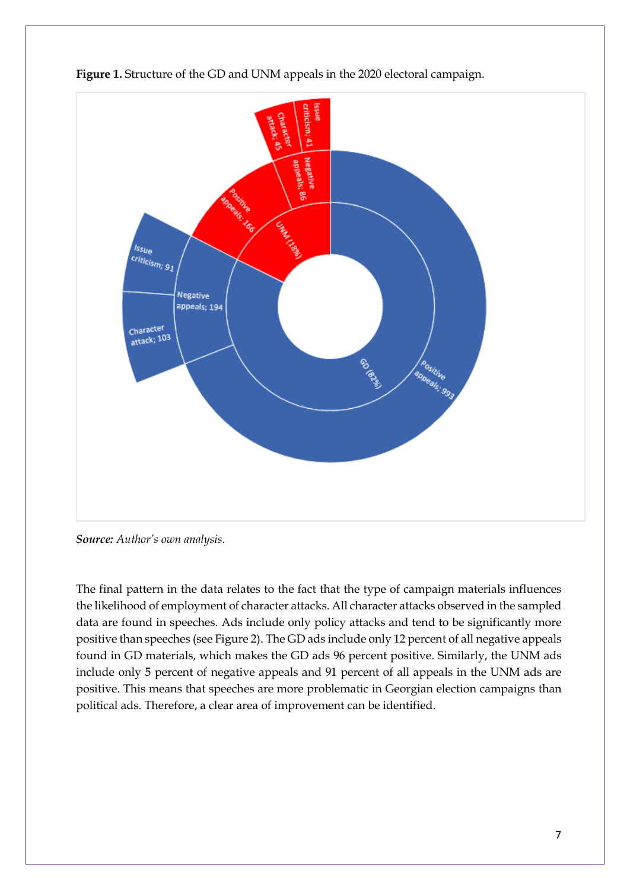**Figure 1.** Structure of the GD and UNM appeals in the 2020 electoral campaign.

***Source:*** *Author's own analysis.*

The final pattern in the data relates to the fact that the type of campaign materials influences the likelihood of employment of character attacks. All character attacks observed in the sampled data are found in speeches. Ads include only policy attacks and tend to be significantly more positive than speeches (see Figure 2). The GD ads include only 12 percent of all negative appeals found in GD materials, which makes the GD ads 96 percent positive. Similarly, the UNM ads include only 5 percent of negative appeals and 91 percent of all appeals in the UNM ads are positive. This means that speeches are more problematic in Georgian election campaigns than political ads. Therefore, a clear area of improvement can be identified.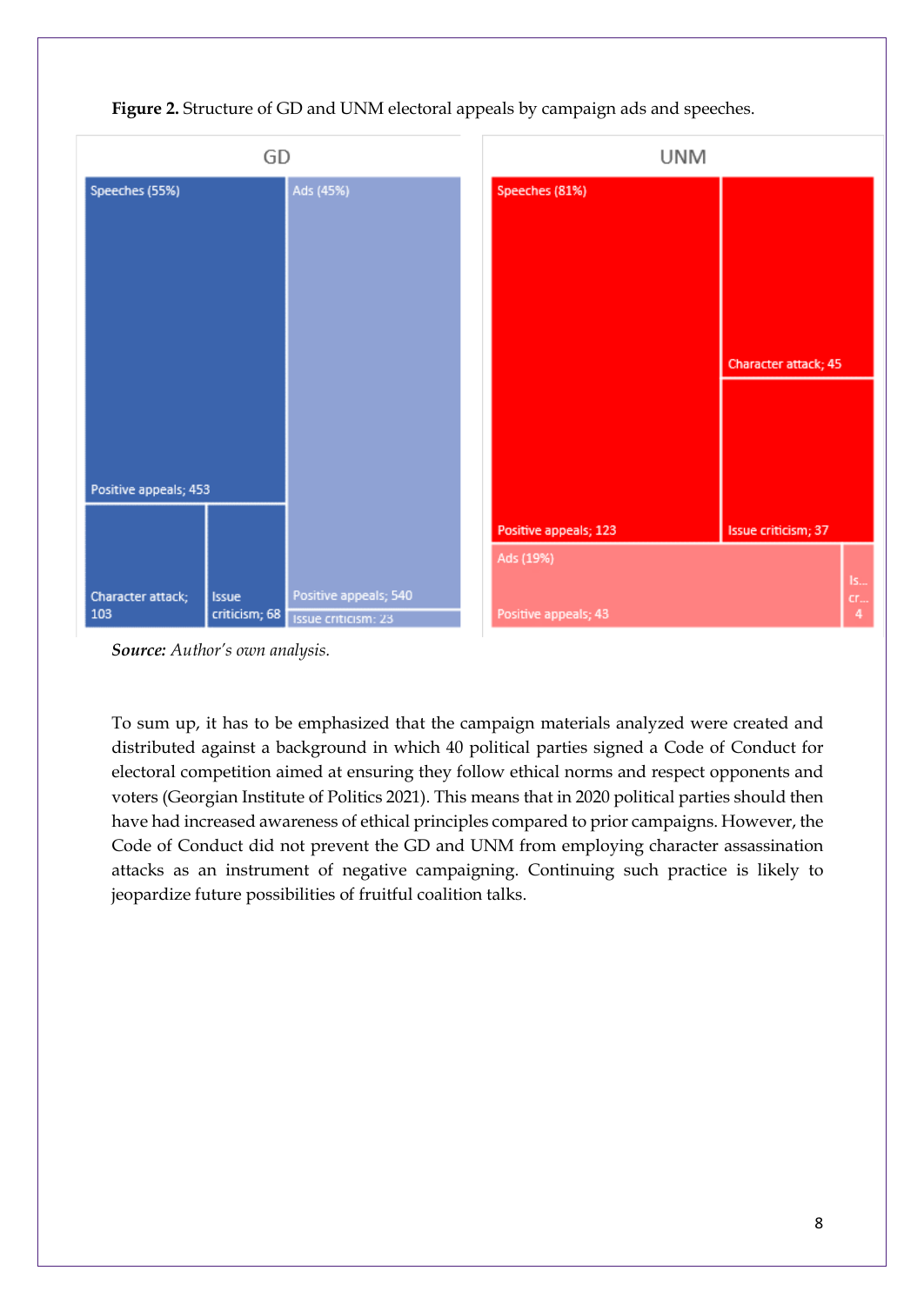**Figure 2.** Structure of GD and UNM electoral appeals by campaign ads and speeches.

GD

Speeches (55%)

Positive appeals; 453

Character attack; 103

Issue criticism; 68

Ads (45%)

Positive appeals; 540

Issue criticism: 23

UNM

Speeches (81%)

Positive appeals; 123

Character attack; 45

Issue criticism; 37

Ads (19%)

Positive appeals; 43

Is... cr... 4

***Source:*** *Author's own analysis.*

To sum up, it has to be emphasized that the campaign materials analyzed were created and distributed against a background in which 40 political parties signed a Code of Conduct for electoral competition aimed at ensuring they follow ethical norms and respect opponents and voters (Georgian Institute of Politics 2021). This means that in 2020 political parties should then have had increased awareness of ethical principles compared to prior campaigns. However, the Code of Conduct did not prevent the GD and UNM from employing character assassination attacks as an instrument of negative campaigning. Continuing such practice is likely to jeopardize future possibilities of fruitful coalition talks.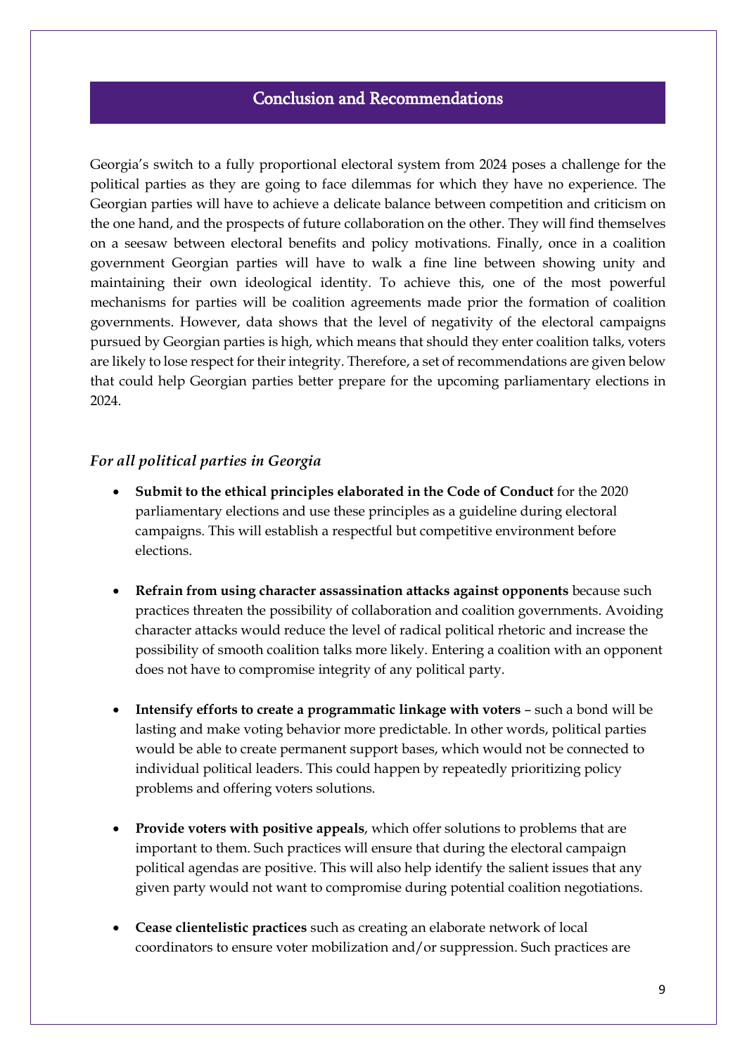## Conclusion and Recommendations

Georgia's switch to a fully proportional electoral system from 2024 poses a challenge for the political parties as they are going to face dilemmas for which they have no experience. The Georgian parties will have to achieve a delicate balance between competition and criticism on the one hand, and the prospects of future collaboration on the other. They will find themselves on a seesaw between electoral benefits and policy motivations. Finally, once in a coalition government Georgian parties will have to walk a fine line between showing unity and maintaining their own ideological identity. To achieve this, one of the most powerful mechanisms for parties will be coalition agreements made prior the formation of coalition governments. However, data shows that the level of negativity of the electoral campaigns pursued by Georgian parties is high, which means that should they enter coalition talks, voters are likely to lose respect for their integrity. Therefore, a set of recommendations are given below that could help Georgian parties better prepare for the upcoming parliamentary elections in 2024.

### *For all political parties in Georgia*

- **Submit to the ethical principles elaborated in the Code of Conduct** for the 2020 parliamentary elections and use these principles as a guideline during electoral campaigns. This will establish a respectful but competitive environment before elections.

- **Refrain from using character assassination attacks against opponents** because such practices threaten the possibility of collaboration and coalition governments. Avoiding character attacks would reduce the level of radical political rhetoric and increase the possibility of smooth coalition talks more likely. Entering a coalition with an opponent does not have to compromise integrity of any political party.

- **Intensify efforts to create a programmatic linkage with voters** – such a bond will be lasting and make voting behavior more predictable. In other words, political parties would be able to create permanent support bases, which would not be connected to individual political leaders. This could happen by repeatedly prioritizing policy problems and offering voters solutions.

- **Provide voters with positive appeals**, which offer solutions to problems that are important to them. Such practices will ensure that during the electoral campaign political agendas are positive. This will also help identify the salient issues that any given party would not want to compromise during potential coalition negotiations.

- **Cease clientelistic practices** such as creating an elaborate network of local coordinators to ensure voter mobilization and/or suppression. Such practices are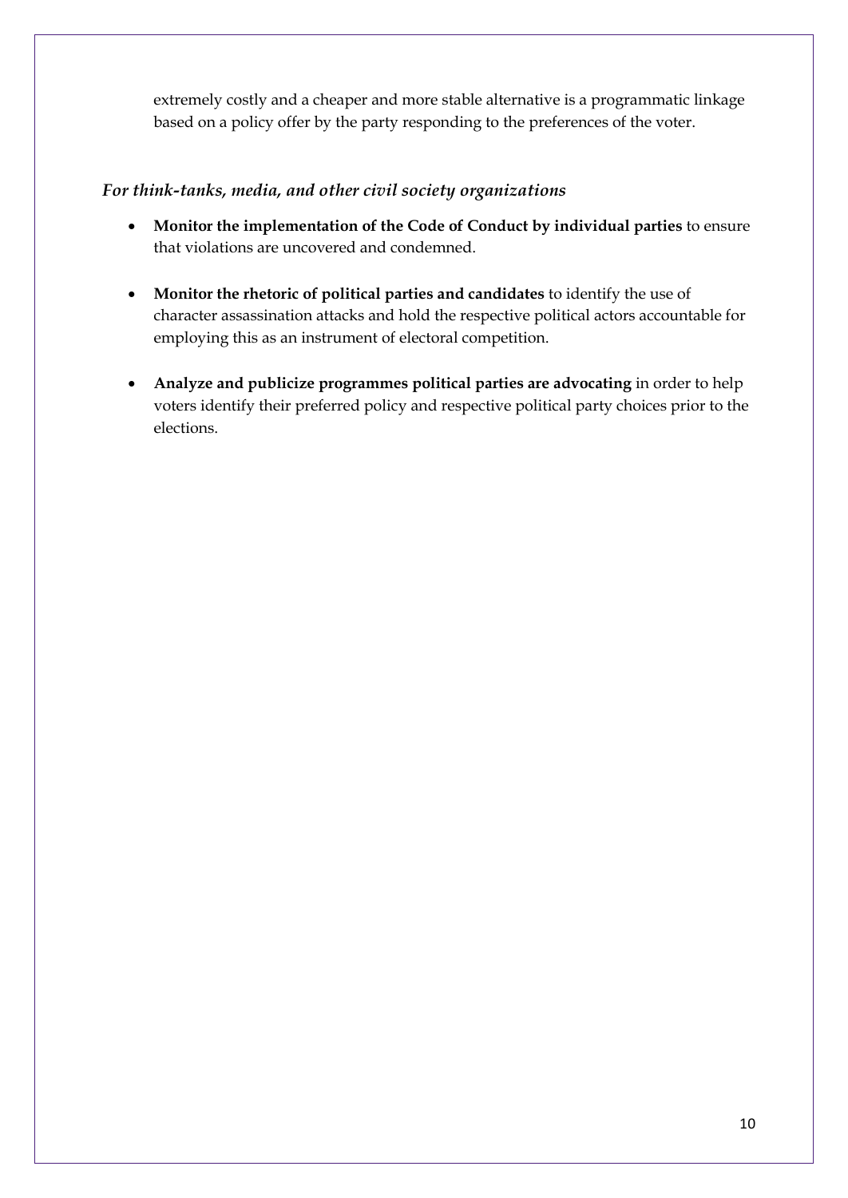extremely costly and a cheaper and more stable alternative is a programmatic linkage based on a policy offer by the party responding to the preferences of the voter.

### *For think-tanks, media, and other civil society organizations*

- **Monitor the implementation of the Code of Conduct by individual parties** to ensure that violations are uncovered and condemned.

- **Monitor the rhetoric of political parties and candidates** to identify the use of character assassination attacks and hold the respective political actors accountable for employing this as an instrument of electoral competition.

- **Analyze and publicize programmes political parties are advocating** in order to help voters identify their preferred policy and respective political party choices prior to the elections.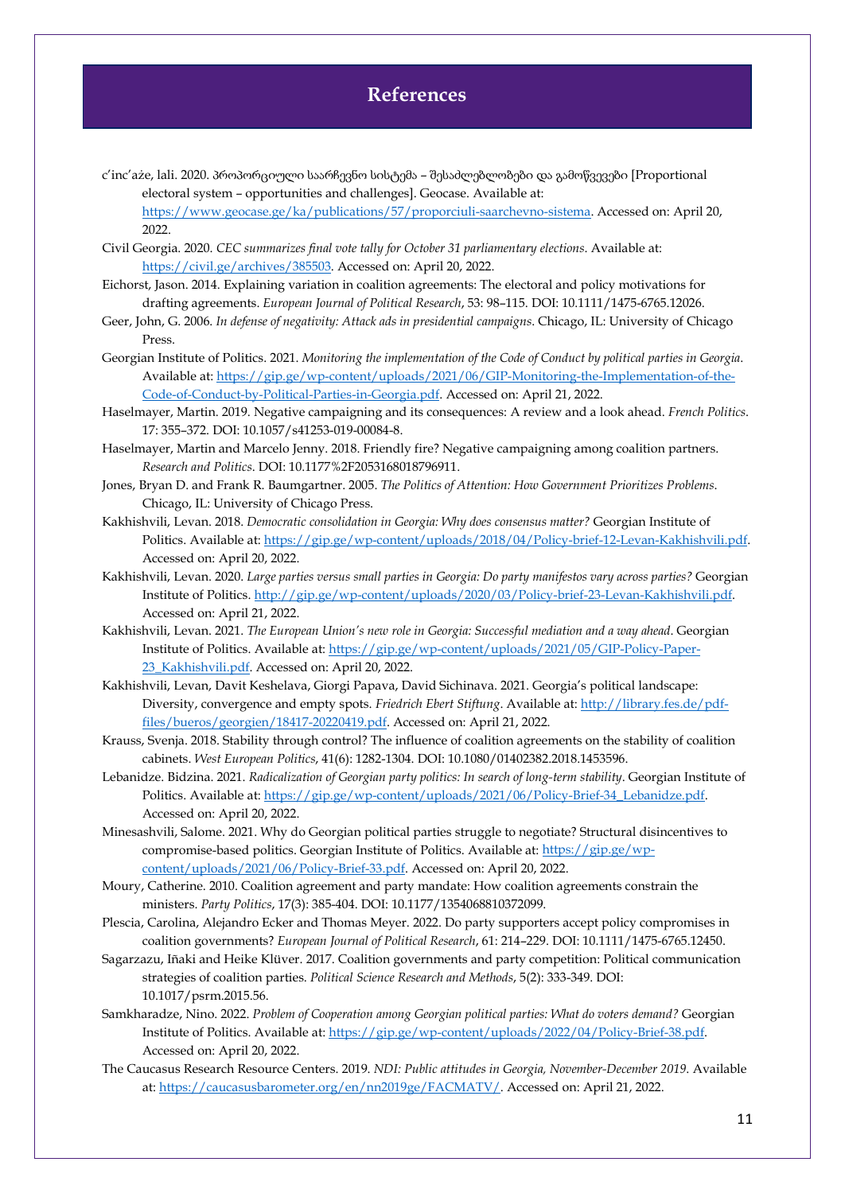# References

c'inc'aże, lali. 2020. პროპორციული საარჩევნო სისტემა – შესაძლებლობები და გამოწვევები [Proportional electoral system – opportunities and challenges]. Geocase. Available at: https://www.geocase.ge/ka/publications/57/proporciuli-saarchevno-sistema. Accessed on: April 20, 2022.

Civil Georgia. 2020. *CEC summarizes final vote tally for October 31 parliamentary elections*. Available at: https://civil.ge/archives/385503. Accessed on: April 20, 2022.

Eichorst, Jason. 2014. Explaining variation in coalition agreements: The electoral and policy motivations for drafting agreements. *European Journal of Political Research*, 53: 98–115. DOI: 10.1111/1475-6765.12026.

Geer, John, G. 2006. *In defense of negativity: Attack ads in presidential campaigns*. Chicago, IL: University of Chicago Press.

Georgian Institute of Politics. 2021. *Monitoring the implementation of the Code of Conduct by political parties in Georgia*. Available at: https://gip.ge/wp-content/uploads/2021/06/GIP-Monitoring-the-Implementation-of-the-Code-of-Conduct-by-Political-Parties-in-Georgia.pdf. Accessed on: April 21, 2022.

Haselmayer, Martin. 2019. Negative campaigning and its consequences: A review and a look ahead. *French Politics*. 17: 355–372. DOI: 10.1057/s41253-019-00084-8.

Haselmayer, Martin and Marcelo Jenny. 2018. Friendly fire? Negative campaigning among coalition partners. *Research and Politics*. DOI: 10.1177%2F2053168018796911.

Jones, Bryan D. and Frank R. Baumgartner. 2005. *The Politics of Attention: How Government Prioritizes Problems*. Chicago, IL: University of Chicago Press.

Kakhishvili, Levan. 2018. *Democratic consolidation in Georgia: Why does consensus matter?* Georgian Institute of Politics. Available at: https://gip.ge/wp-content/uploads/2018/04/Policy-brief-12-Levan-Kakhishvili.pdf. Accessed on: April 20, 2022.

Kakhishvili, Levan. 2020. *Large parties versus small parties in Georgia: Do party manifestos vary across parties?* Georgian Institute of Politics. http://gip.ge/wp-content/uploads/2020/03/Policy-brief-23-Levan-Kakhishvili.pdf. Accessed on: April 21, 2022.

Kakhishvili, Levan. 2021. *The European Union's new role in Georgia: Successful mediation and a way ahead*. Georgian Institute of Politics. Available at: https://gip.ge/wp-content/uploads/2021/05/GIP-Policy-Paper-23_Kakhishvili.pdf. Accessed on: April 20, 2022.

Kakhishvili, Levan, Davit Keshelava, Giorgi Papava, David Sichinava. 2021. Georgia's political landscape: Diversity, convergence and empty spots. *Friedrich Ebert Stiftung*. Available at: http://library.fes.de/pdf-files/bueros/georgien/18417-20220419.pdf. Accessed on: April 21, 2022.

Krauss, Svenja. 2018. Stability through control? The influence of coalition agreements on the stability of coalition cabinets. *West European Politics*, 41(6): 1282-1304. DOI: 10.1080/01402382.2018.1453596.

Lebanidze. Bidzina. 2021. *Radicalization of Georgian party politics: In search of long-term stability*. Georgian Institute of Politics. Available at: https://gip.ge/wp-content/uploads/2021/06/Policy-Brief-34_Lebanidze.pdf. Accessed on: April 20, 2022.

Minesashvili, Salome. 2021. Why do Georgian political parties struggle to negotiate? Structural disincentives to compromise-based politics. Georgian Institute of Politics. Available at: https://gip.ge/wp-content/uploads/2021/06/Policy-Brief-33.pdf. Accessed on: April 20, 2022.

Moury, Catherine. 2010. Coalition agreement and party mandate: How coalition agreements constrain the ministers. *Party Politics*, 17(3): 385-404. DOI: 10.1177/1354068810372099.

Plescia, Carolina, Alejandro Ecker and Thomas Meyer. 2022. Do party supporters accept policy compromises in coalition governments? *European Journal of Political Research*, 61: 214–229. DOI: 10.1111/1475-6765.12450.

Sagarzazu, Iñaki and Heike Klüver. 2017. Coalition governments and party competition: Political communication strategies of coalition parties. *Political Science Research and Methods*, 5(2): 333-349. DOI: 10.1017/psrm.2015.56.

Samkharadze, Nino. 2022. *Problem of Cooperation among Georgian political parties: What do voters demand?* Georgian Institute of Politics. Available at: https://gip.ge/wp-content/uploads/2022/04/Policy-Brief-38.pdf. Accessed on: April 20, 2022.

The Caucasus Research Resource Centers. 2019. *NDI: Public attitudes in Georgia, November-December 2019*. Available at: https://caucasusbarometer.org/en/nn2019ge/FACMATV/. Accessed on: April 21, 2022.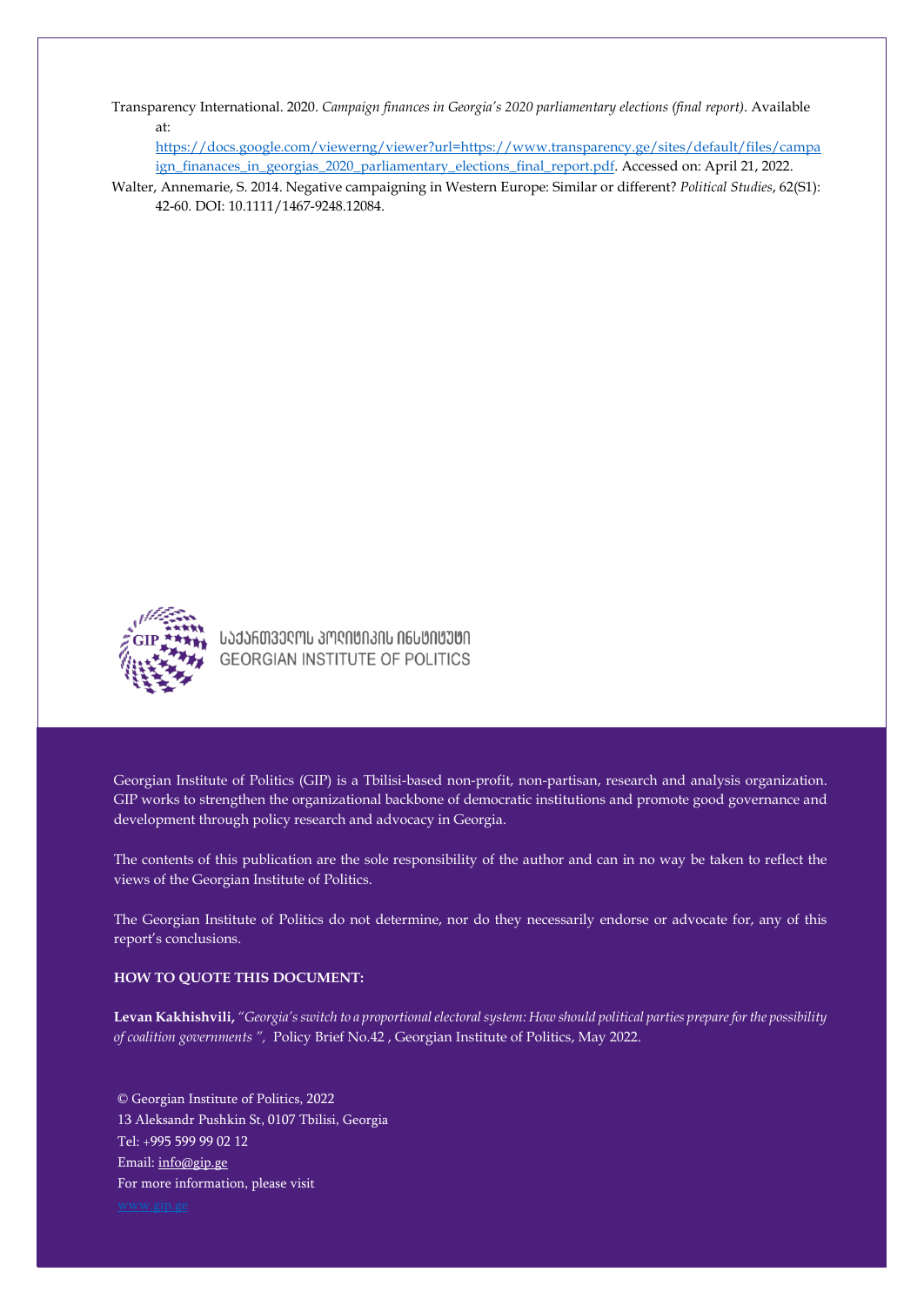Transparency International. 2020. *Campaign finances in Georgia's 2020 parliamentary elections (final report)*. Available at: https://docs.google.com/viewerng/viewer?url=https://www.transparency.ge/sites/default/files/campaign_finanaces_in_georgias_2020_parliamentary_elections_final_report.pdf. Accessed on: April 21, 2022.

Walter, Annemarie, S. 2014. Negative campaigning in Western Europe: Similar or different? *Political Studies*, 62(S1): 42-60. DOI: 10.1111/1467-9248.12084.

საქართველოს პოლიტიკის ინსტიტუტი
GEORGIAN INSTITUTE OF POLITICS

Georgian Institute of Politics (GIP) is a Tbilisi-based non-profit, non-partisan, research and analysis organization. GIP works to strengthen the organizational backbone of democratic institutions and promote good governance and development through policy research and advocacy in Georgia.

The contents of this publication are the sole responsibility of the author and can in no way be taken to reflect the views of the Georgian Institute of Politics.

The Georgian Institute of Politics do not determine, nor do they necessarily endorse or advocate for, any of this report's conclusions.

**HOW TO QUOTE THIS DOCUMENT:**

**Levan Kakhishvili,** *"Georgia's switch to a proportional electoral system: How should political parties prepare for the possibility of coalition governments",* Policy Brief No.42 , Georgian Institute of Politics, May 2022.

© Georgian Institute of Politics, 2022
13 Aleksandr Pushkin St, 0107 Tbilisi, Georgia
Tel: +995 599 99 02 12
Email: info@gip.ge
For more information, please visit
www.gip.ge